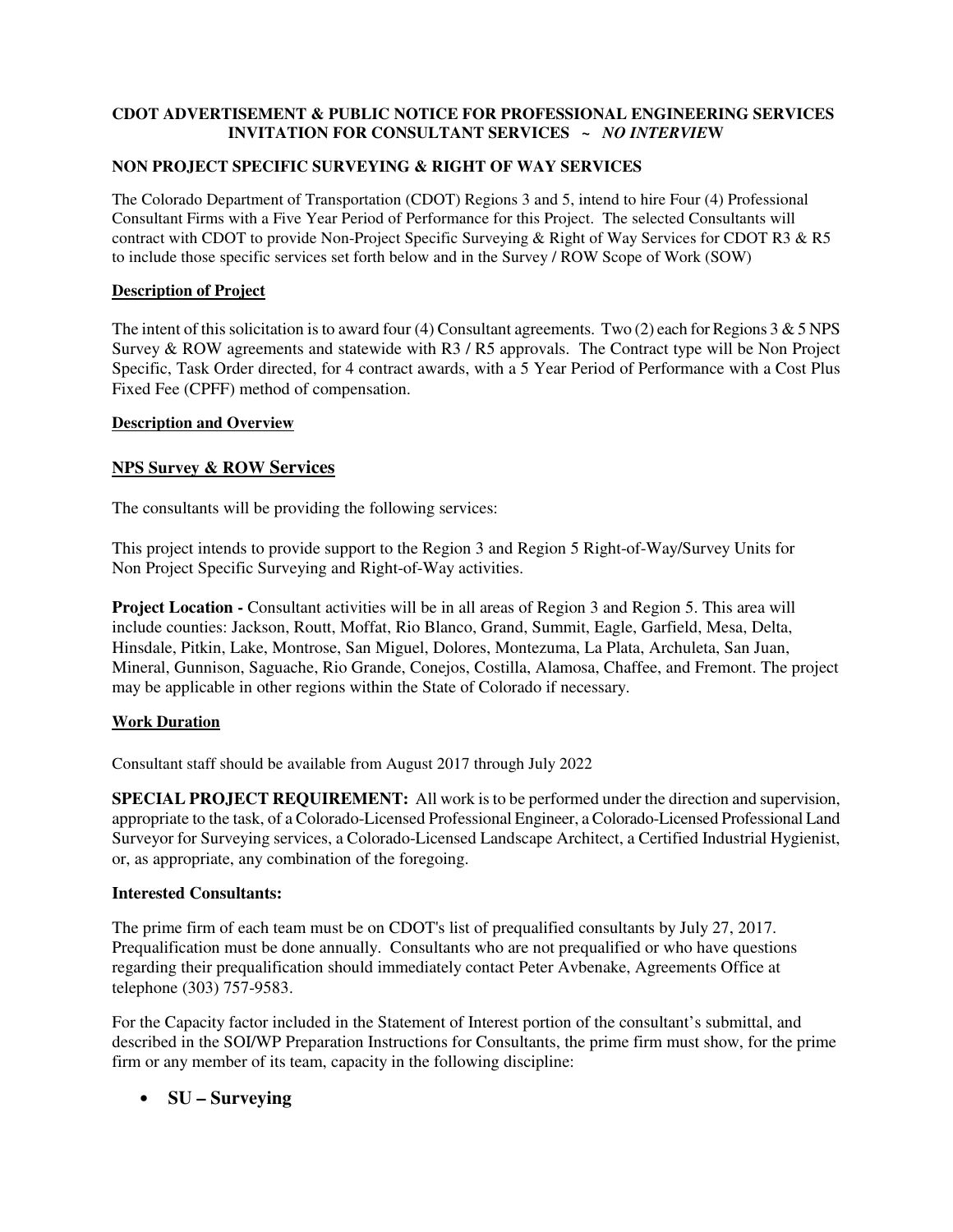**CDOT ADVERTISEMENT & PUBLIC NOTICE FOR PROFESSIONAL ENGINEERING SERVICES INVITATION FOR CONSULTANT SERVICES ~ *NO INTERVIEW***

**NON PROJECT SPECIFIC SURVEYING & RIGHT OF WAY SERVICES**

The Colorado Department of Transportation (CDOT) Regions 3 and 5, intend to hire Four (4) Professional Consultant Firms with a Five Year Period of Performance for this Project. The selected Consultants will contract with CDOT to provide Non-Project Specific Surveying & Right of Way Services for CDOT R3 & R5 to include those specific services set forth below and in the Survey / ROW Scope of Work (SOW)

**<u>Description of Project</u>**

The intent of this solicitation is to award four (4) Consultant agreements. Two (2) each for Regions 3 & 5 NPS Survey & ROW agreements and statewide with R3 / R5 approvals. The Contract type will be Non Project Specific, Task Order directed, for 4 contract awards, with a 5 Year Period of Performance with a Cost Plus Fixed Fee (CPFF) method of compensation.

**<u>Description and Overview</u>**

## <u>NPS Survey & ROW Services</u>

The consultants will be providing the following services:

This project intends to provide support to the Region 3 and Region 5 Right-of-Way/Survey Units for Non Project Specific Surveying and Right-of-Way activities.

**Project Location -** Consultant activities will be in all areas of Region 3 and Region 5. This area will include counties: Jackson, Routt, Moffat, Rio Blanco, Grand, Summit, Eagle, Garfield, Mesa, Delta, Hinsdale, Pitkin, Lake, Montrose, San Miguel, Dolores, Montezuma, La Plata, Archuleta, San Juan, Mineral, Gunnison, Saguache, Rio Grande, Conejos, Costilla, Alamosa, Chaffee, and Fremont. The project may be applicable in other regions within the State of Colorado if necessary.

**<u>Work Duration</u>**

Consultant staff should be available from August 2017 through July 2022

**SPECIAL PROJECT REQUIREMENT:** All work is to be performed under the direction and supervision, appropriate to the task, of a Colorado-Licensed Professional Engineer, a Colorado-Licensed Professional Land Surveyor for Surveying services, a Colorado-Licensed Landscape Architect, a Certified Industrial Hygienist, or, as appropriate, any combination of the foregoing.

**Interested Consultants:**

The prime firm of each team must be on CDOT's list of prequalified consultants by July 27, 2017. Prequalification must be done annually. Consultants who are not prequalified or who have questions regarding their prequalification should immediately contact Peter Avbenake, Agreements Office at telephone (303) 757-9583.

For the Capacity factor included in the Statement of Interest portion of the consultant's submittal, and described in the SOI/WP Preparation Instructions for Consultants, the prime firm must show, for the prime firm or any member of its team, capacity in the following discipline:

- **SU – Surveying**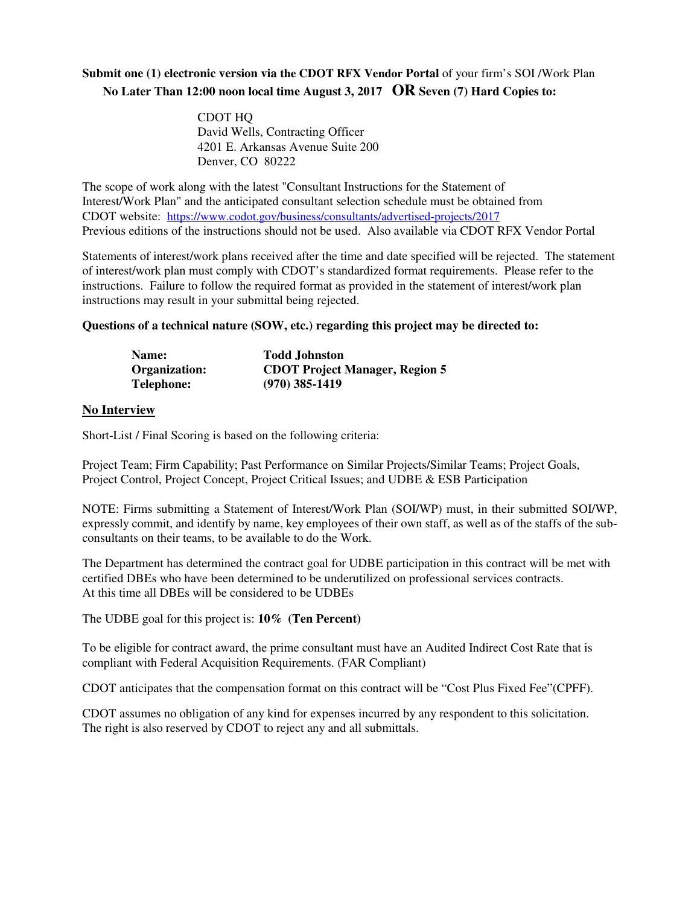**Submit one (1) electronic version via the CDOT RFX Vendor Portal** of your firm's SOI /Work Plan **No Later Than 12:00 noon local time August 3, 2017 OR Seven (7) Hard Copies to:**

CDOT HQ
David Wells, Contracting Officer
4201 E. Arkansas Avenue Suite 200
Denver, CO 80222

The scope of work along with the latest "Consultant Instructions for the Statement of Interest/Work Plan" and the anticipated consultant selection schedule must be obtained from CDOT website: https://www.codot.gov/business/consultants/advertised-projects/2017
Previous editions of the instructions should not be used. Also available via CDOT RFX Vendor Portal

Statements of interest/work plans received after the time and date specified will be rejected. The statement of interest/work plan must comply with CDOT's standardized format requirements. Please refer to the instructions. Failure to follow the required format as provided in the statement of interest/work plan instructions may result in your submittal being rejected.

**Questions of a technical nature (SOW, etc.) regarding this project may be directed to:**

| | |
|---|---|
| **Name:** | **Todd Johnston** |
| **Organization:** | **CDOT Project Manager, Region 5** |
| **Telephone:** | **(970) 385-1419** |

**No Interview**

Short-List / Final Scoring is based on the following criteria:

Project Team; Firm Capability; Past Performance on Similar Projects/Similar Teams; Project Goals, Project Control, Project Concept, Project Critical Issues; and UDBE & ESB Participation

NOTE: Firms submitting a Statement of Interest/Work Plan (SOI/WP) must, in their submitted SOI/WP, expressly commit, and identify by name, key employees of their own staff, as well as of the staffs of the sub-consultants on their teams, to be available to do the Work.

The Department has determined the contract goal for UDBE participation in this contract will be met with certified DBEs who have been determined to be underutilized on professional services contracts.
At this time all DBEs will be considered to be UDBEs

The UDBE goal for this project is: **10% (Ten Percent)**

To be eligible for contract award, the prime consultant must have an Audited Indirect Cost Rate that is compliant with Federal Acquisition Requirements. (FAR Compliant)

CDOT anticipates that the compensation format on this contract will be "Cost Plus Fixed Fee"(CPFF).

CDOT assumes no obligation of any kind for expenses incurred by any respondent to this solicitation. The right is also reserved by CDOT to reject any and all submittals.